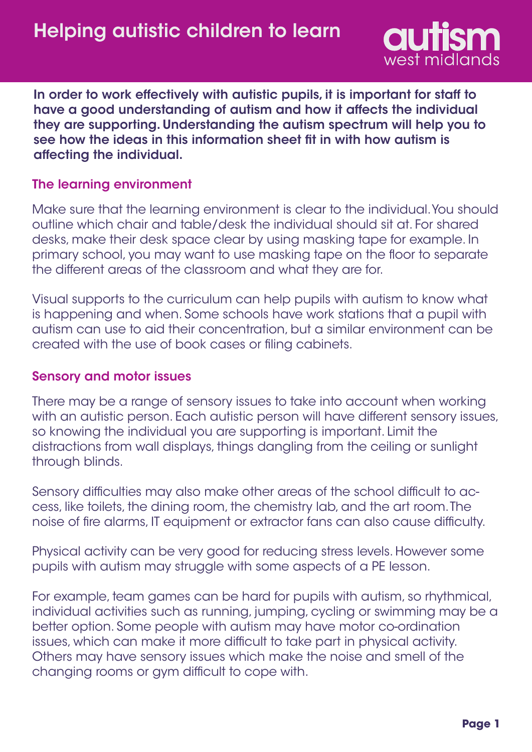# Helping autistic children to learn

autism west midlands

**In order to work effectively with autistic pupils, it is important for staff to have a good understanding of autism and how it affects the individual they are supporting. Understanding the autism spectrum will help you to see how the ideas in this information sheet fit in with how autism is affecting the individual.**

## The learning environment

Make sure that the learning environment is clear to the individual. You should outline which chair and table/desk the individual should sit at. For shared desks, make their desk space clear by using masking tape for example. In primary school, you may want to use masking tape on the floor to separate the different areas of the classroom and what they are for.

Visual supports to the curriculum can help pupils with autism to know what is happening and when. Some schools have work stations that a pupil with autism can use to aid their concentration, but a similar environment can be created with the use of book cases or filing cabinets.

## Sensory and motor issues

There may be a range of sensory issues to take into account when working with an autistic person. Each autistic person will have different sensory issues, so knowing the individual you are supporting is important. Limit the distractions from wall displays, things dangling from the ceiling or sunlight through blinds.

Sensory difficulties may also make other areas of the school difficult to access, like toilets, the dining room, the chemistry lab, and the art room. The noise of fire alarms, IT equipment or extractor fans can also cause difficulty.

Physical activity can be very good for reducing stress levels. However some pupils with autism may struggle with some aspects of a PE lesson.

For example, team games can be hard for pupils with autism, so rhythmical, individual activities such as running, jumping, cycling or swimming may be a better option. Some people with autism may have motor co-ordination issues, which can make it more difficult to take part in physical activity. Others may have sensory issues which make the noise and smell of the changing rooms or gym difficult to cope with.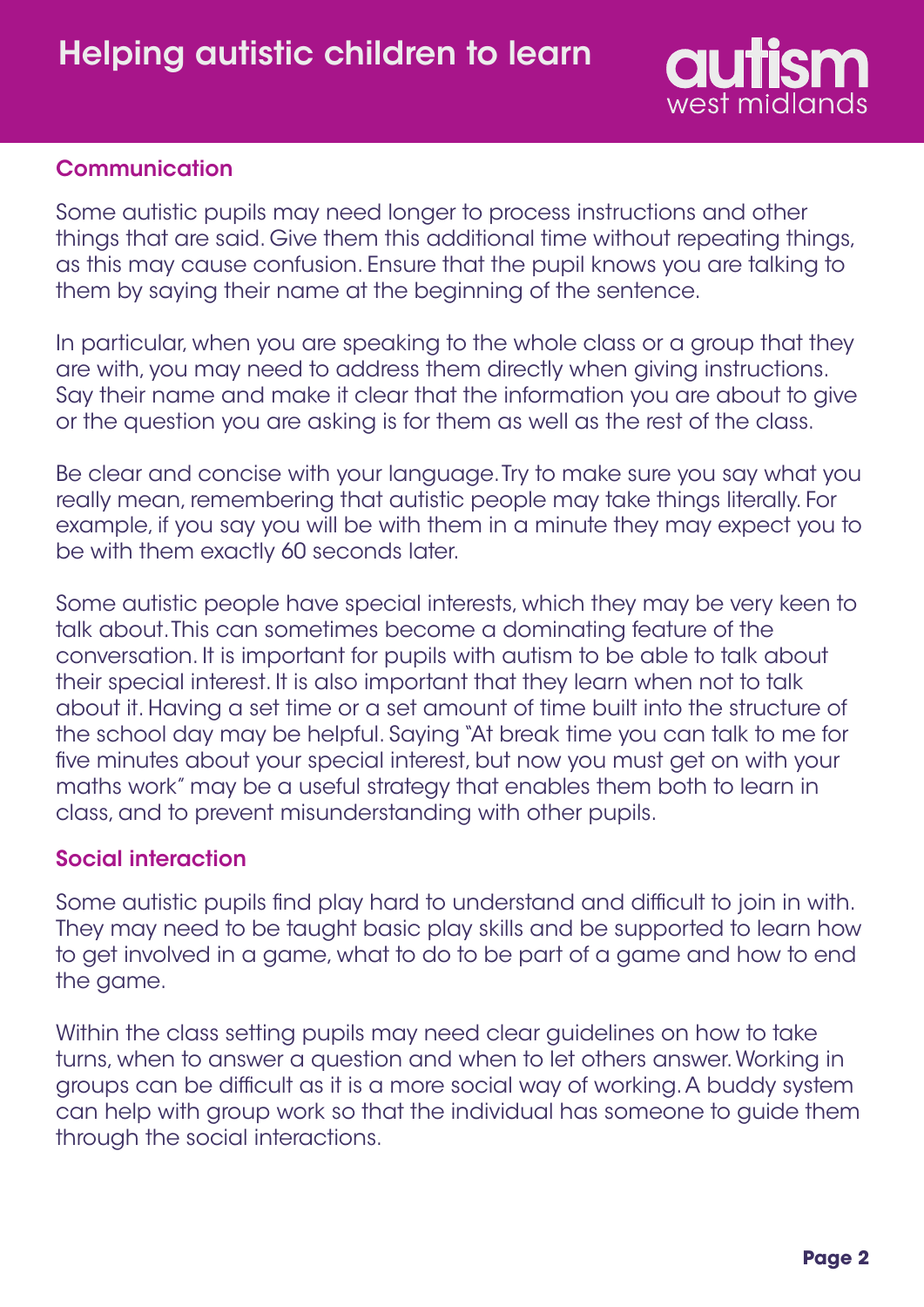## Communication

Some autistic pupils may need longer to process instructions and other things that are said. Give them this additional time without repeating things, as this may cause confusion. Ensure that the pupil knows you are talking to them by saying their name at the beginning of the sentence.

In particular, when you are speaking to the whole class or a group that they are with, you may need to address them directly when giving instructions. Say their name and make it clear that the information you are about to give or the question you are asking is for them as well as the rest of the class.

Be clear and concise with your language. Try to make sure you say what you really mean, remembering that autistic people may take things literally. For example, if you say you will be with them in a minute they may expect you to be with them exactly 60 seconds later.

Some autistic people have special interests, which they may be very keen to talk about. This can sometimes become a dominating feature of the conversation. It is important for pupils with autism to be able to talk about their special interest. It is also important that they learn when not to talk about it. Having a set time or a set amount of time built into the structure of the school day may be helpful. Saying "At break time you can talk to me for five minutes about your special interest, but now you must get on with your maths work" may be a useful strategy that enables them both to learn in class, and to prevent misunderstanding with other pupils.

## Social interaction

Some autistic pupils find play hard to understand and difficult to join in with. They may need to be taught basic play skills and be supported to learn how to get involved in a game, what to do to be part of a game and how to end the game.

Within the class setting pupils may need clear guidelines on how to take turns, when to answer a question and when to let others answer. Working in groups can be difficult as it is a more social way of working. A buddy system can help with group work so that the individual has someone to guide them through the social interactions.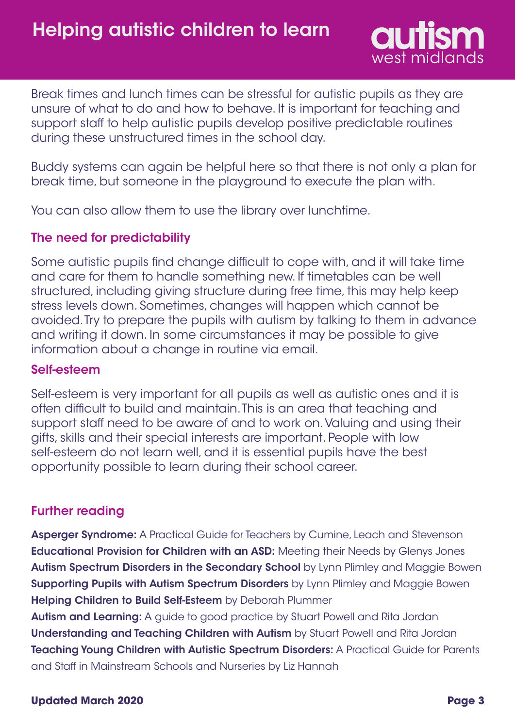Break times and lunch times can be stressful for autistic pupils as they are unsure of what to do and how to behave. It is important for teaching and support staff to help autistic pupils develop positive predictable routines during these unstructured times in the school day.

Buddy systems can again be helpful here so that there is not only a plan for break time, but someone in the playground to execute the plan with.

You can also allow them to use the library over lunchtime.

## The need for predictability

Some autistic pupils find change difficult to cope with, and it will take time and care for them to handle something new. If timetables can be well structured, including giving structure during free time, this may help keep stress levels down. Sometimes, changes will happen which cannot be avoided. Try to prepare the pupils with autism by talking to them in advance and writing it down. In some circumstances it may be possible to give information about a change in routine via email.

## Self-esteem

Self-esteem is very important for all pupils as well as autistic ones and it is often difficult to build and maintain. This is an area that teaching and support staff need to be aware of and to work on. Valuing and using their gifts, skills and their special interests are important. People with low self-esteem do not learn well, and it is essential pupils have the best opportunity possible to learn during their school career.

## Further reading

**Asperger Syndrome:** A Practical Guide for Teachers by Cumine, Leach and Stevenson
**Educational Provision for Children with an ASD:** Meeting their Needs by Glenys Jones
**Autism Spectrum Disorders in the Secondary School** by Lynn Plimley and Maggie Bowen
**Supporting Pupils with Autism Spectrum Disorders** by Lynn Plimley and Maggie Bowen
**Helping Children to Build Self-Esteem** by Deborah Plummer
**Autism and Learning:** A guide to good practice by Stuart Powell and Rita Jordan
**Understanding and Teaching Children with Autism** by Stuart Powell and Rita Jordan
**Teaching Young Children with Autistic Spectrum Disorders:** A Practical Guide for Parents and Staff in Mainstream Schools and Nurseries by Liz Hannah

**Updated March 2020**